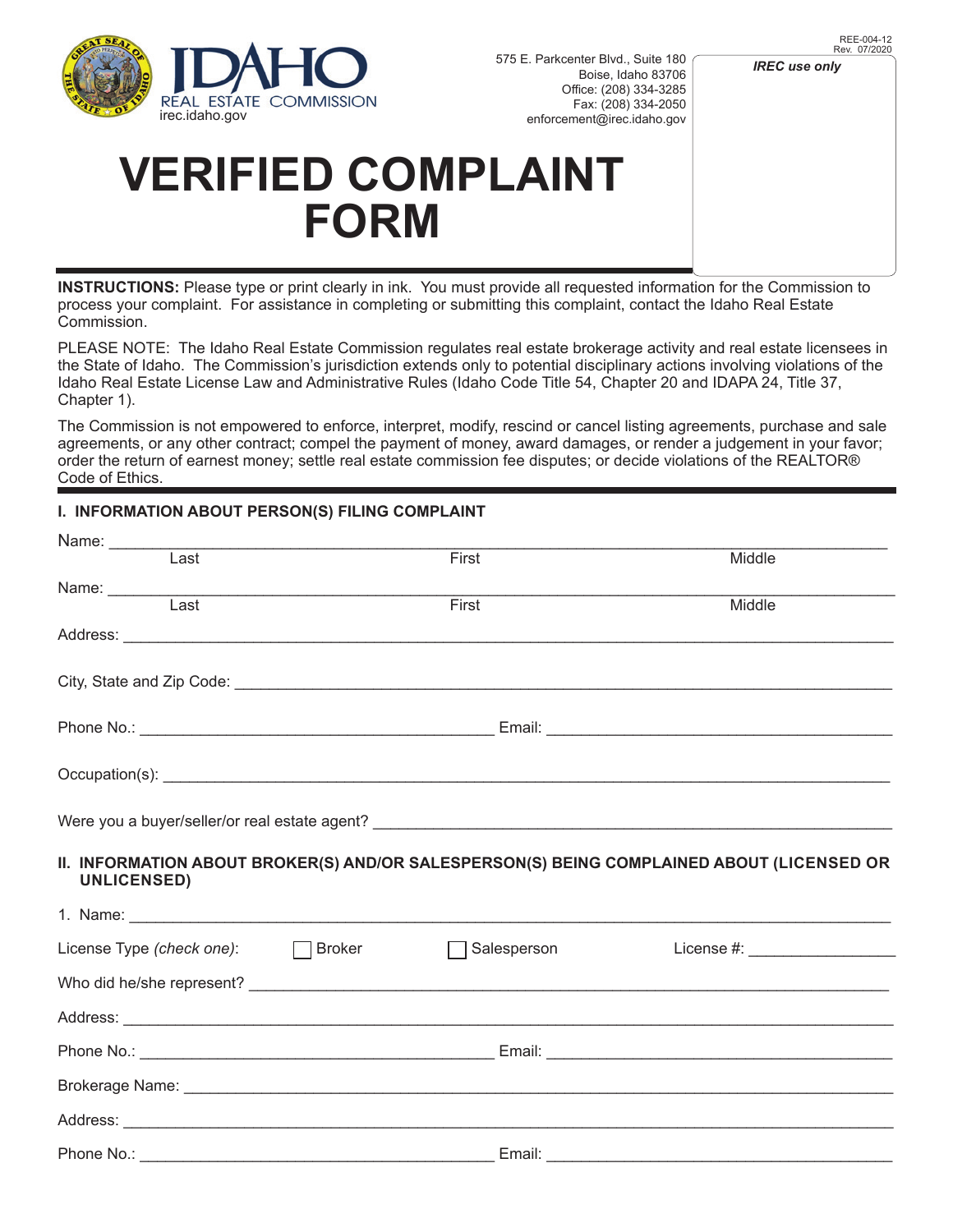REE-004-12
Rev. 07/2020

IDAHO REAL ESTATE COMMISSION
irec.idaho.gov

575 E. Parkcenter Blvd., Suite 180
Boise, Idaho 83706
Office: (208) 334-3285
Fax: (208) 334-2050
enforcement@irec.idaho.gov

*IREC use only*

# VERIFIED COMPLAINT FORM

**INSTRUCTIONS:** Please type or print clearly in ink. You must provide all requested information for the Commission to process your complaint. For assistance in completing or submitting this complaint, contact the Idaho Real Estate Commission.

PLEASE NOTE: The Idaho Real Estate Commission regulates real estate brokerage activity and real estate licensees in the State of Idaho. The Commission's jurisdiction extends only to potential disciplinary actions involving violations of the Idaho Real Estate License Law and Administrative Rules (Idaho Code Title 54, Chapter 20 and IDAPA 24, Title 37, Chapter 1).

The Commission is not empowered to enforce, interpret, modify, rescind or cancel listing agreements, purchase and sale agreements, or any other contract; compel the payment of money, award damages, or render a judgement in your favor; order the return of earnest money; settle real estate commission fee disputes; or decide violations of the REALTOR® Code of Ethics.

## I. INFORMATION ABOUT PERSON(S) FILING COMPLAINT

Name: ______________________________________________________________
Last First Middle

Name: ______________________________________________________________
Last First Middle

Address: ______________________________________________________________

City, State and Zip Code: ______________________________________________

Phone No.: ______________________ Email: ______________________

Occupation(s): ______________________________________________________

Were you a buyer/seller/or real estate agent? ___________________________

## II. INFORMATION ABOUT BROKER(S) AND/OR SALESPERSON(S) BEING COMPLAINED ABOUT (LICENSED OR UNLICENSED)

1. Name: ______________________________________________________________

License Type *(check one)*: ☐ Broker ☐ Salesperson License #: ______________

Who did he/she represent? ______________________________________________

Address: ______________________________________________________________

Phone No.: ______________________ Email: ______________________

Brokerage Name: ______________________________________________________

Address: ______________________________________________________________

Phone No.: ______________________ Email: ______________________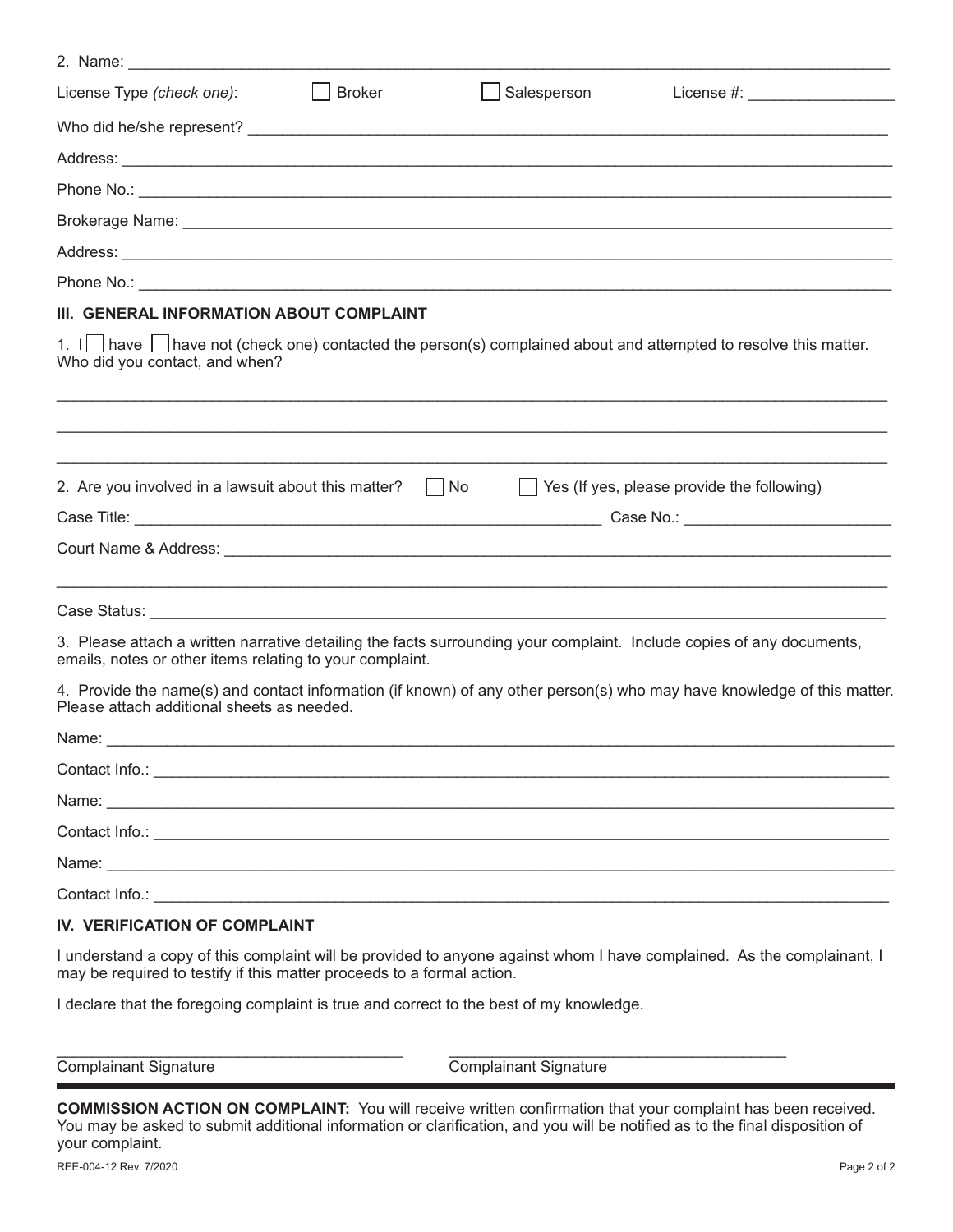2. Name: ______________________________________________________________________________

License Type *(check one)*: ☐ Broker ☐ Salesperson License #: ________________

Who did he/she represent? ______________________________________________________________

Address: _______________________________________________________________________________

Phone No.: _____________________________________________________________________________

Brokerage Name: ________________________________________________________________________

Address: _______________________________________________________________________________

Phone No.: _____________________________________________________________________________

## III. GENERAL INFORMATION ABOUT COMPLAINT

1. I ☐ have ☐ have not (check one) contacted the person(s) complained about and attempted to resolve this matter. Who did you contact, and when?

_______________________________________________________________________________________

_______________________________________________________________________________________

_______________________________________________________________________________________

2. Are you involved in a lawsuit about this matter? ☐ No ☐ Yes (If yes, please provide the following)

Case Title: ___________________________________________ Case No.: ______________________

Court Name & Address: __________________________________________________________________

_______________________________________________________________________________________

Case Status: ___________________________________________________________________________

3. Please attach a written narrative detailing the facts surrounding your complaint. Include copies of any documents, emails, notes or other items relating to your complaint.

4. Provide the name(s) and contact information (if known) of any other person(s) who may have knowledge of this matter. Please attach additional sheets as needed.

Name: _________________________________________________________________________________

Contact Info.: _________________________________________________________________________

Name: _________________________________________________________________________________

Contact Info.: _________________________________________________________________________

Name: _________________________________________________________________________________

Contact Info.: _________________________________________________________________________

## IV. VERIFICATION OF COMPLAINT

I understand a copy of this complaint will be provided to anyone against whom I have complained. As the complainant, I may be required to testify if this matter proceeds to a formal action.

I declare that the foregoing complaint is true and correct to the best of my knowledge.

_______________________________ _______________________________

Complainant Signature Complainant Signature

**COMMISSION ACTION ON COMPLAINT:** You will receive written confirmation that your complaint has been received. You may be asked to submit additional information or clarification, and you will be notified as to the final disposition of your complaint.

REE-004-12 Rev. 7/2020